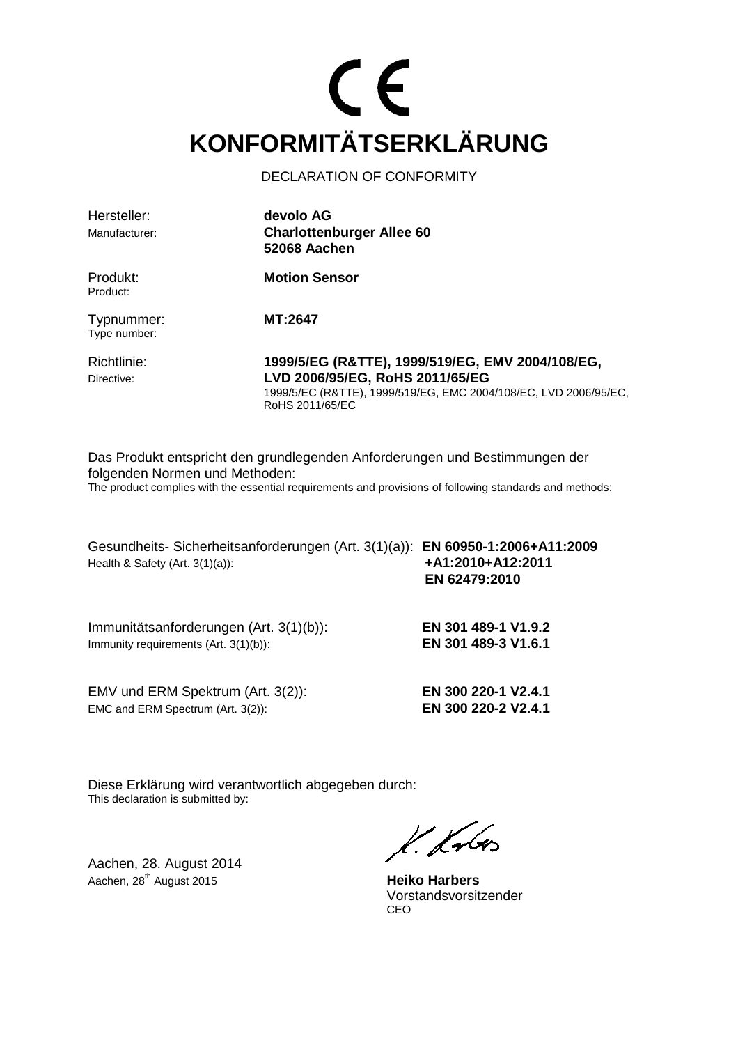# CE

# KONFORMITÄTSERKLÄRUNG

DECLARATION OF CONFORMITY

| | |
|---|---|
| Hersteller:<br>Manufacturer: | **devolo AG**<br>**Charlottenburger Allee 60**<br>**52068 Aachen** |
| Produkt:<br>Product: | **Motion Sensor** |
| Typnummer:<br>Type number: | **MT:2647** |
| Richtlinie:<br>Directive: | **1999/5/EG (R&TTE), 1999/519/EG, EMV 2004/108/EG, LVD 2006/95/EG, RoHS 2011/65/EG**<br>1999/5/EC (R&TTE), 1999/519/EG, EMC 2004/108/EC, LVD 2006/95/EC, RoHS 2011/65/EC |

Das Produkt entspricht den grundlegenden Anforderungen und Bestimmungen der folgenden Normen und Methoden:
The product complies with the essential requirements and provisions of following standards and methods:

| | |
|---|---|
| Gesundheits- Sicherheitsanforderungen (Art. 3(1)(a)):<br>Health & Safety (Art. 3(1)(a)): | **EN 60950-1:2006+A11:2009**<br>**+A1:2010+A12:2011**<br>**EN 62479:2010** |
| Immunitätsanforderungen (Art. 3(1)(b)):<br>Immunity requirements (Art. 3(1)(b)): | **EN 301 489-1 V1.9.2**<br>**EN 301 489-3 V1.6.1** |
| EMV und ERM Spektrum (Art. 3(2)):<br>EMC and ERM Spectrum (Art. 3(2)): | **EN 300 220-1 V2.4.1**<br>**EN 300 220-2 V2.4.1** |

Diese Erklärung wird verantwortlich abgegeben durch:
This declaration is submitted by:

Aachen, 28. August 2014
Aachen, 28th August 2015

**Heiko Harbers**
Vorstandsvorsitzender
CEO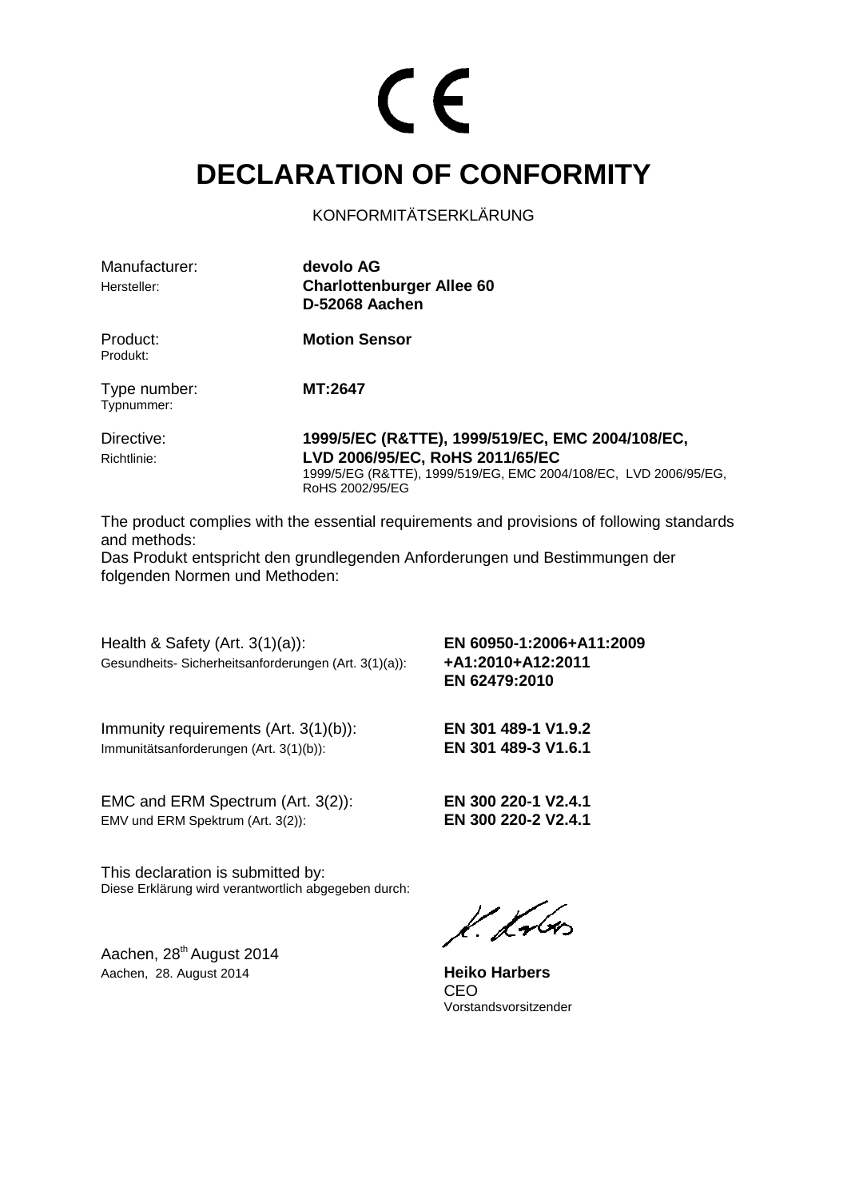CE

# DECLARATION OF CONFORMITY

KONFORMITÄTSERKLÄRUNG

| | |
|---|---|
| Manufacturer:<br>Hersteller: | **devolo AG**<br>**Charlottenburger Allee 60**<br>**D-52068 Aachen** |
| Product:<br>Produkt: | **Motion Sensor** |
| Type number:<br>Typnummer: | **MT:2647** |
| Directive:<br>Richtlinie: | **1999/5/EC (R&TTE), 1999/519/EC, EMC 2004/108/EC, LVD 2006/95/EC, RoHS 2011/65/EC**<br>1999/5/EG (R&TTE), 1999/519/EG, EMC 2004/108/EC, LVD 2006/95/EG, RoHS 2002/95/EG |

The product complies with the essential requirements and provisions of following standards and methods:
Das Produkt entspricht den grundlegenden Anforderungen und Bestimmungen der folgenden Normen und Methoden:

| | |
|---|---|
| Health & Safety (Art. 3(1)(a)):<br>Gesundheits- Sicherheitsanforderungen (Art. 3(1)(a)): | **EN 60950-1:2006+A11:2009**<br>**+A1:2010+A12:2011**<br>**EN 62479:2010** |
| Immunity requirements (Art. 3(1)(b)):<br>Immunitätsanforderungen (Art. 3(1)(b)): | **EN 301 489-1 V1.9.2**<br>**EN 301 489-3 V1.6.1** |
| EMC and ERM Spectrum (Art. 3(2)):<br>EMV und ERM Spektrum (Art. 3(2)): | **EN 300 220-1 V2.4.1**<br>**EN 300 220-2 V2.4.1** |

This declaration is submitted by:
Diese Erklärung wird verantwortlich abgegeben durch:

Aachen, 28th August 2014
Aachen, 28. August 2014

**Heiko Harbers**
CEO
Vorstandsvorsitzender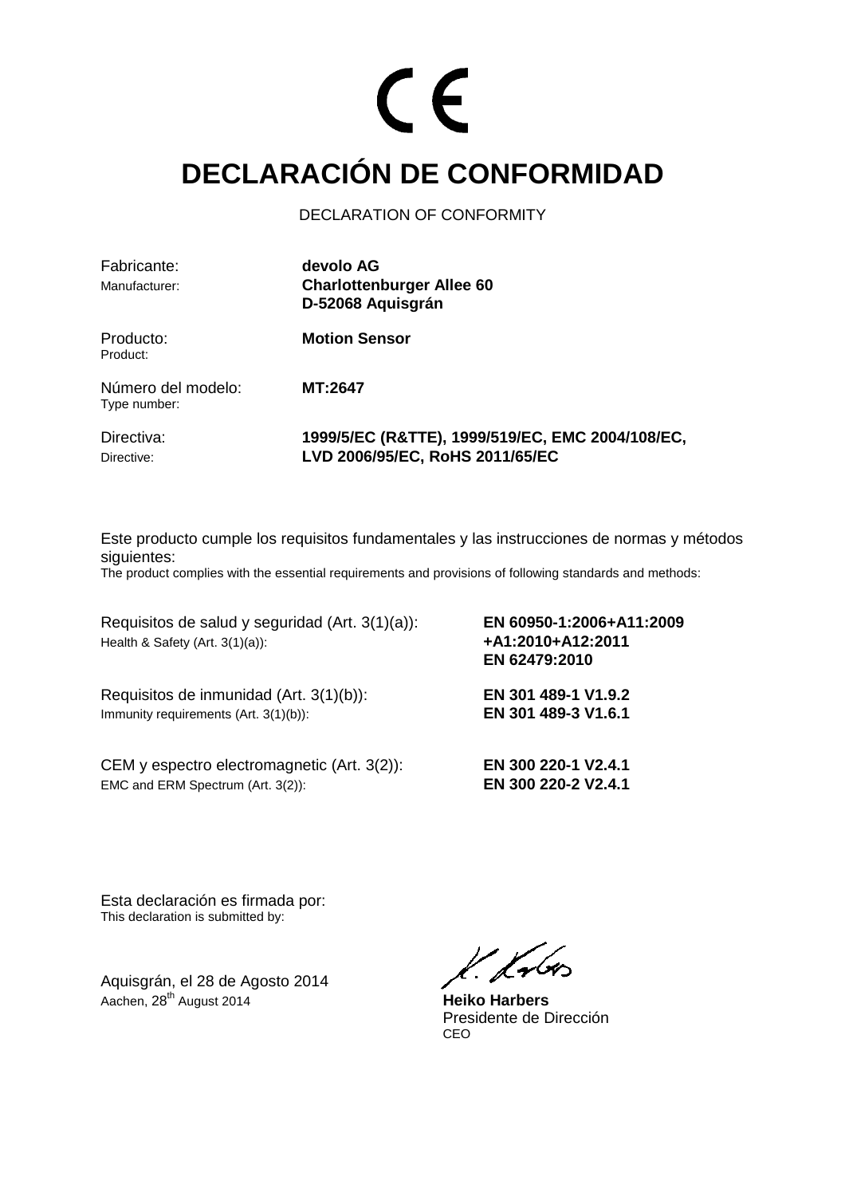CE

# DECLARACIÓN DE CONFORMIDAD

DECLARATION OF CONFORMITY

| | |
|---|---|
| Fabricante:<br>Manufacturer: | **devolo AG**<br>**Charlottenburger Allee 60**<br>**D-52068 Aquisgrán** |
| Producto:<br>Product: | **Motion Sensor** |
| Número del modelo:<br>Type number: | **MT:2647** |
| Directiva:<br>Directive: | **1999/5/EC (R&TTE), 1999/519/EC, EMC 2004/108/EC,**<br>**LVD 2006/95/EC, RoHS 2011/65/EC** |

Este producto cumple los requisitos fundamentales y las instrucciones de normas y métodos siguientes:
The product complies with the essential requirements and provisions of following standards and methods:

| | |
|---|---|
| Requisitos de salud y seguridad (Art. 3(1)(a)):<br>Health & Safety (Art. 3(1)(a)): | **EN 60950-1:2006+A11:2009**<br>**+A1:2010+A12:2011**<br>**EN 62479:2010** |
| Requisitos de inmunidad (Art. 3(1)(b)):<br>Immunity requirements (Art. 3(1)(b)): | **EN 301 489-1 V1.9.2**<br>**EN 301 489-3 V1.6.1** |
| CEM y espectro electromagnetic (Art. 3(2)):<br>EMC and ERM Spectrum (Art. 3(2)): | **EN 300 220-1 V2.4.1**<br>**EN 300 220-2 V2.4.1** |

Esta declaración es firmada por:
This declaration is submitted by:

Aquisgrán, el 28 de Agosto 2014
Aachen, 28th August 2014

**Heiko Harbers**
Presidente de Dirección
CEO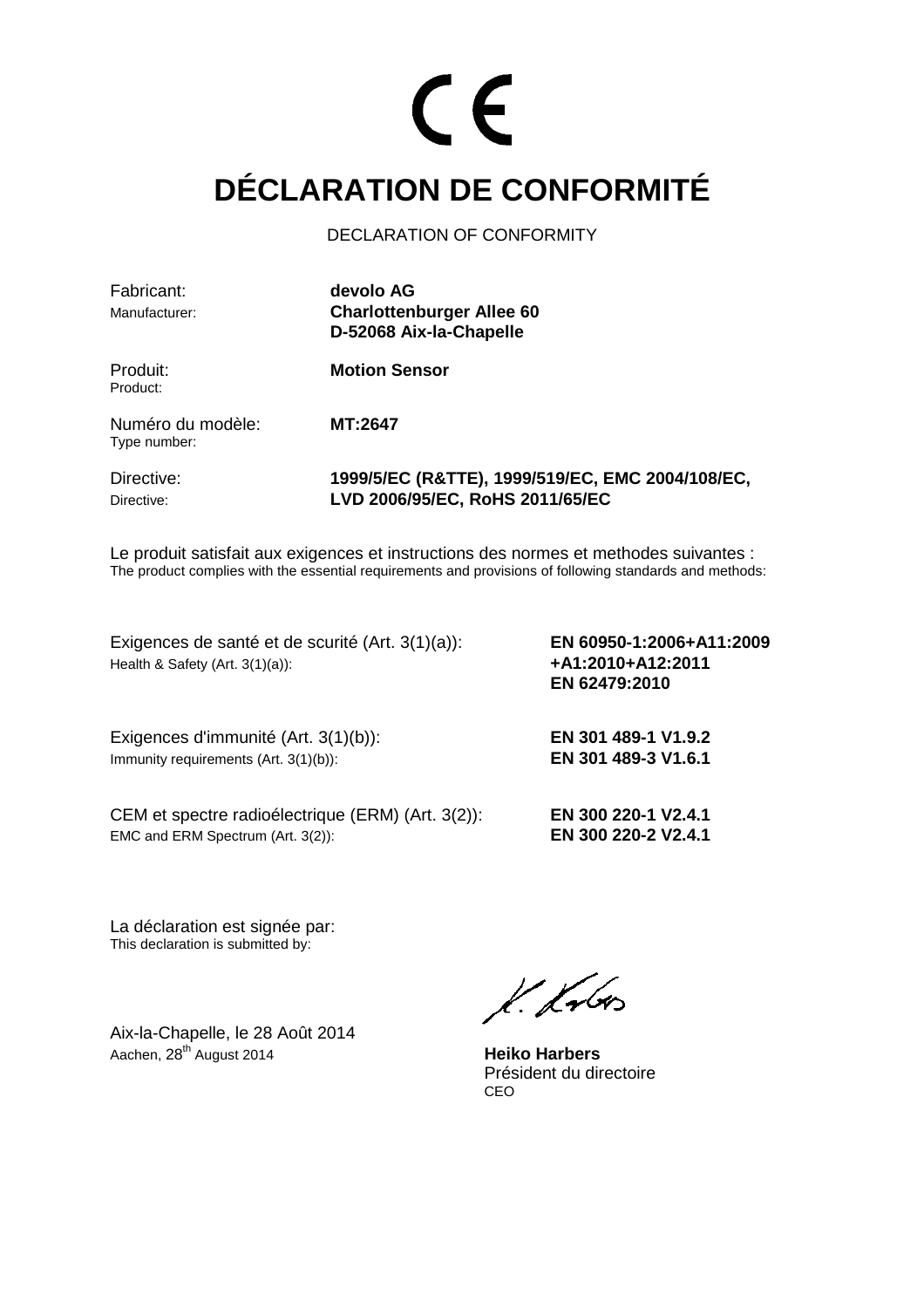CE

# DÉCLARATION DE CONFORMITÉ

DECLARATION OF CONFORMITY

| | |
|---|---|
| Fabricant:<br>Manufacturer: | **devolo AG**<br>**Charlottenburger Allee 60**<br>**D-52068 Aix-la-Chapelle** |
| Produit:<br>Product: | **Motion Sensor** |
| Numéro du modèle:<br>Type number: | **MT:2647** |
| Directive:<br>Directive: | **1999/5/EC (R&TTE), 1999/519/EC, EMC 2004/108/EC,**<br>**LVD 2006/95/EC, RoHS 2011/65/EC** |

Le produit satisfait aux exigences et instructions des normes et methodes suivantes :
The product complies with the essential requirements and provisions of following standards and methods:

| | |
|---|---|
| Exigences de santé et de scurité (Art. 3(1)(a)):<br>Health & Safety (Art. 3(1)(a)): | **EN 60950-1:2006+A11:2009**<br>**+A1:2010+A12:2011**<br>**EN 62479:2010** |
| Exigences d'immunité (Art. 3(1)(b)):<br>Immunity requirements (Art. 3(1)(b)): | **EN 301 489-1 V1.9.2**<br>**EN 301 489-3 V1.6.1** |
| CEM et spectre radioélectrique (ERM) (Art. 3(2)):<br>EMC and ERM Spectrum (Art. 3(2)): | **EN 300 220-1 V2.4.1**<br>**EN 300 220-2 V2.4.1** |

La déclaration est signée par:
This declaration is submitted by:

Aix-la-Chapelle, le 28 Août 2014
Aachen, 28th August 2014

**Heiko Harbers**
Président du directoire
CEO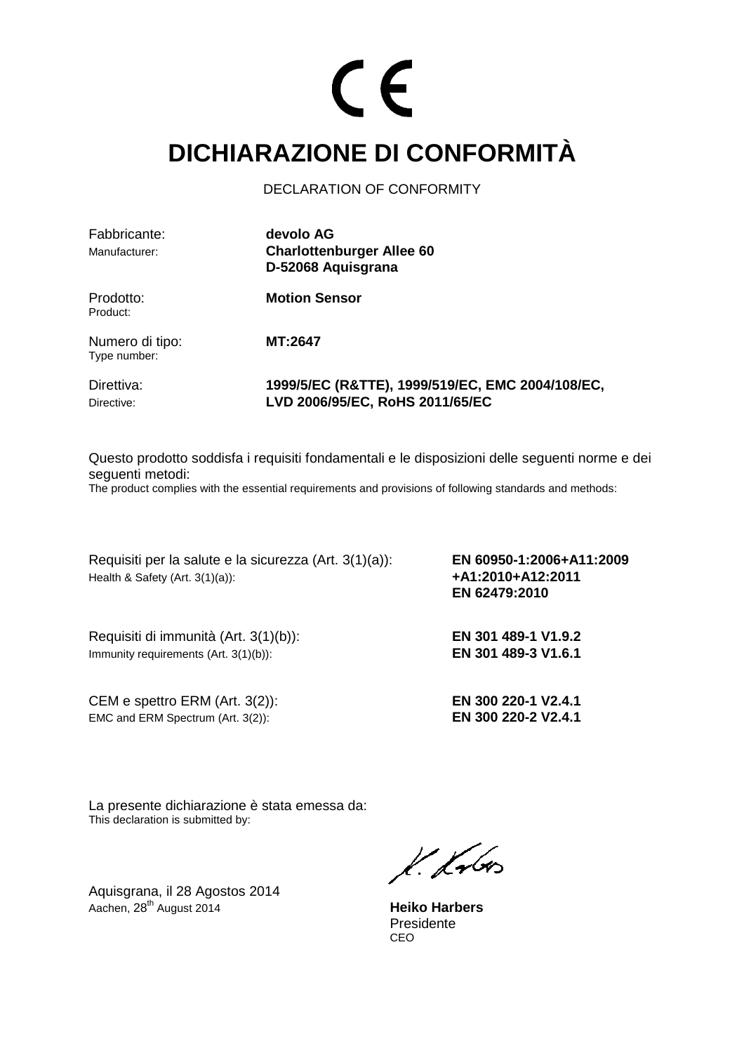CE

# DICHIARAZIONE DI CONFORMITÀ

DECLARATION OF CONFORMITY

| | |
|---|---|
| Fabbricante:<br>Manufacturer: | **devolo AG**<br>**Charlottenburger Allee 60**<br>**D-52068 Aquisgrana** |
| Prodotto:<br>Product: | **Motion Sensor** |
| Numero di tipo:<br>Type number: | **MT:2647** |
| Direttiva:<br>Directive: | **1999/5/EC (R&TTE), 1999/519/EC, EMC 2004/108/EC,**<br>**LVD 2006/95/EC, RoHS 2011/65/EC** |

Questo prodotto soddisfa i requisiti fondamentali e le disposizioni delle seguenti norme e dei seguenti metodi:
The product complies with the essential requirements and provisions of following standards and methods:

| | |
|---|---|
| Requisiti per la salute e la sicurezza (Art. 3(1)(a)):<br>Health & Safety (Art. 3(1)(a)): | **EN 60950-1:2006+A11:2009**<br>**+A1:2010+A12:2011**<br>**EN 62479:2010** |
| Requisiti di immunità (Art. 3(1)(b)):<br>Immunity requirements (Art. 3(1)(b)): | **EN 301 489-1 V1.9.2**<br>**EN 301 489-3 V1.6.1** |
| CEM e spettro ERM (Art. 3(2)):<br>EMC and ERM Spectrum (Art. 3(2)): | **EN 300 220-1 V2.4.1**<br>**EN 300 220-2 V2.4.1** |

La presente dichiarazione è stata emessa da:
This declaration is submitted by:

Aquisgrana, il 28 Agostos 2014
Aachen, 28th August 2014

**Heiko Harbers**
Presidente
CEO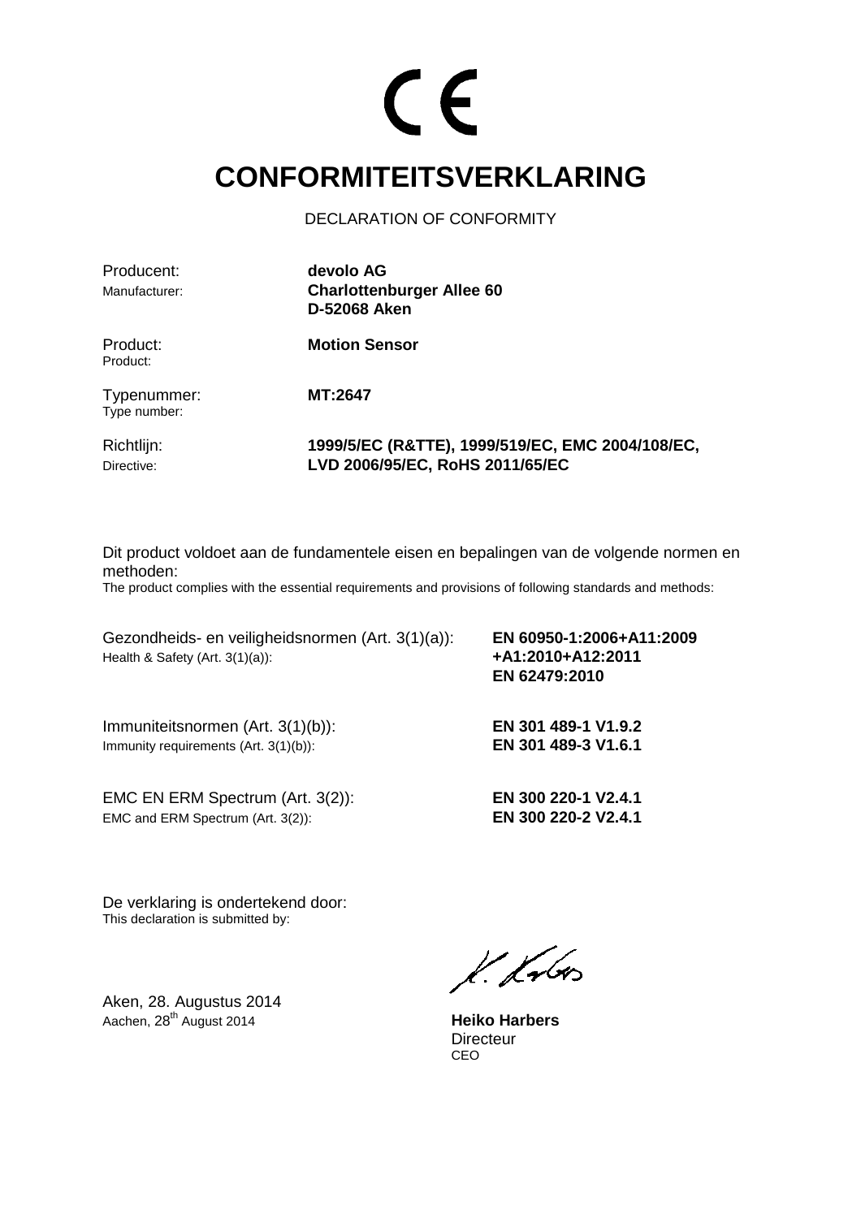CE

# CONFORMITEITSVERKLARING

DECLARATION OF CONFORMITY

Producent:
Manufacturer:
**devolo AG**
**Charlottenburger Allee 60**
**D-52068 Aken**

Product:
Product:
**Motion Sensor**

Typenummer:
Type number:
**MT:2647**

Richtlijn:
Directive:
**1999/5/EC (R&TTE), 1999/519/EC, EMC 2004/108/EC, LVD 2006/95/EC, RoHS 2011/65/EC**

Dit product voldoet aan de fundamentele eisen en bepalingen van de volgende normen en methoden:
The product complies with the essential requirements and provisions of following standards and methods:

Gezondheids- en veiligheidsnormen (Art. 3(1)(a)):
Health & Safety (Art. 3(1)(a)):
**EN 60950-1:2006+A11:2009**
**+A1:2010+A12:2011**
**EN 62479:2010**

Immuniteitsnormen (Art. 3(1)(b)):
Immunity requirements (Art. 3(1)(b)):
**EN 301 489-1 V1.9.2**
**EN 301 489-3 V1.6.1**

EMC EN ERM Spectrum (Art. 3(2)):
EMC and ERM Spectrum (Art. 3(2)):
**EN 300 220-1 V2.4.1**
**EN 300 220-2 V2.4.1**

De verklaring is ondertekend door:
This declaration is submitted by:

Aken, 28. Augustus 2014
Aachen, 28th August 2014

**Heiko Harbers**
Directeur
CEO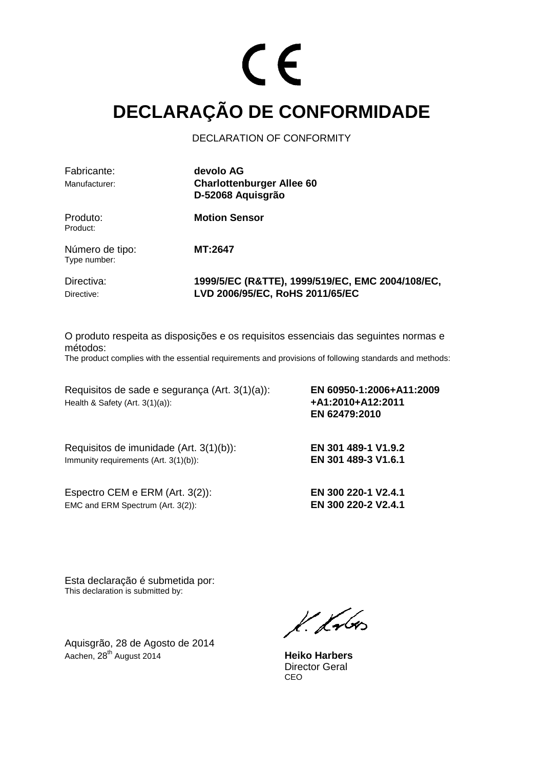CE

# DECLARAÇÃO DE CONFORMIDADE

DECLARATION OF CONFORMITY

| | |
|---|---|
| Fabricante:<br>Manufacturer: | **devolo AG**<br>**Charlottenburger Allee 60**<br>**D-52068 Aquisgrão** |
| Produto:<br>Product: | **Motion Sensor** |
| Número de tipo:<br>Type number: | **MT:2647** |
| Directiva:<br>Directive: | **1999/5/EC (R&TTE), 1999/519/EC, EMC 2004/108/EC,**<br>**LVD 2006/95/EC, RoHS 2011/65/EC** |

O produto respeita as disposições e os requisitos essenciais das seguintes normas e métodos:
The product complies with the essential requirements and provisions of following standards and methods:

| | |
|---|---|
| Requisitos de sade e segurança (Art. 3(1)(a)):<br>Health & Safety (Art. 3(1)(a)): | **EN 60950-1:2006+A11:2009**<br>**+A1:2010+A12:2011**<br>**EN 62479:2010** |
| Requisitos de imunidade (Art. 3(1)(b)):<br>Immunity requirements (Art. 3(1)(b)): | **EN 301 489-1 V1.9.2**<br>**EN 301 489-3 V1.6.1** |
| Espectro CEM e ERM (Art. 3(2)):<br>EMC and ERM Spectrum (Art. 3(2)): | **EN 300 220-1 V2.4.1**<br>**EN 300 220-2 V2.4.1** |

Esta declaração é submetida por:
This declaration is submitted by:

Aquisgrão, 28 de Agosto de 2014
Aachen, 28th August 2014

**Heiko Harbers**
Director Geral
CEO